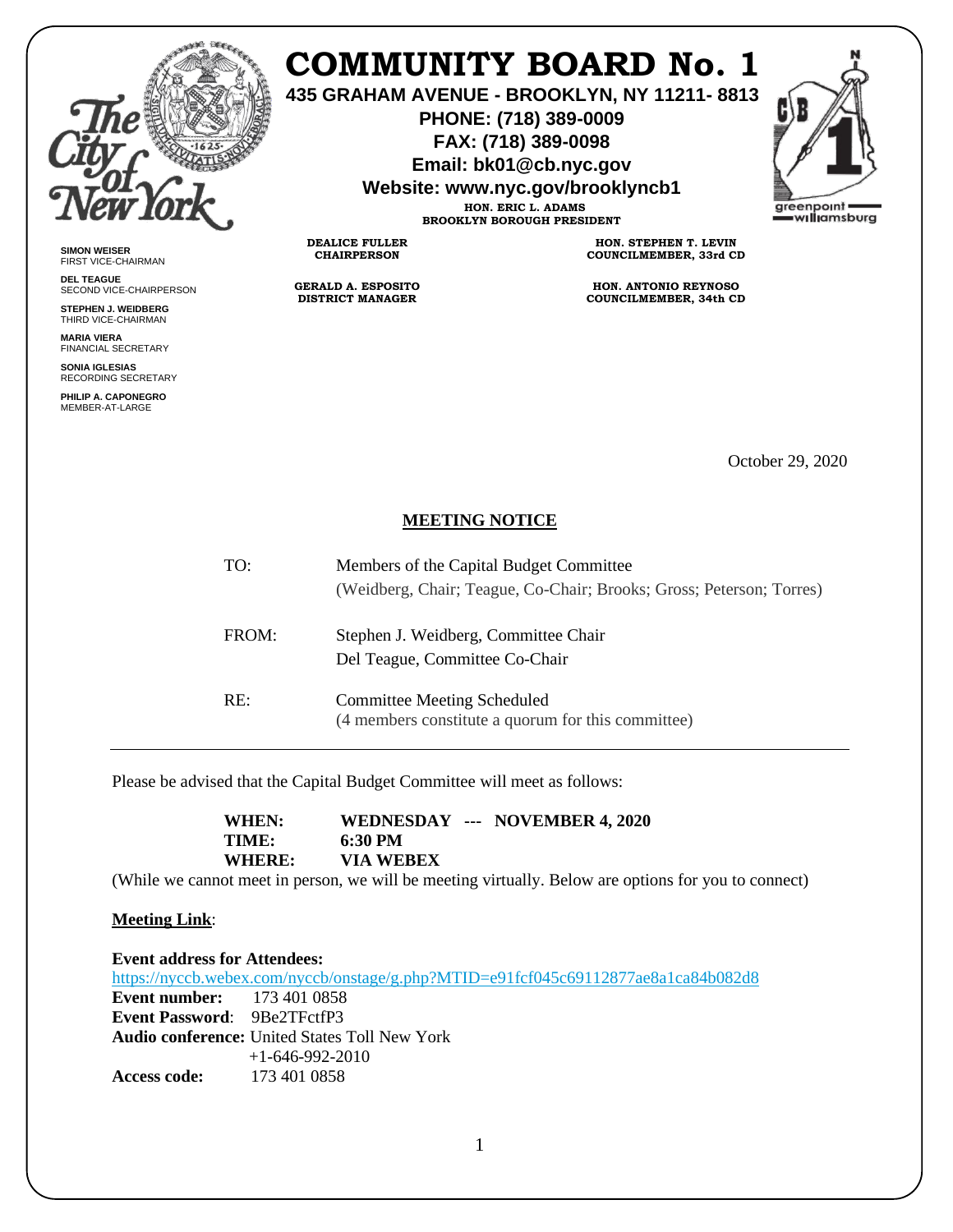# COMMUNITY BOARD No. 1

**435 GRAHAM AVENUE - BROOKLYN, NY 11211- 8813**
**PHONE: (718) 389-0009**
**FAX: (718) 389-0098**
**Email: bk01@cb.nyc.gov**
**Website: www.nyc.gov/brooklyncb1**

**HON. ERIC L. ADAMS**
**BROOKLYN BOROUGH PRESIDENT**

**DEALICE FULLER**
**CHAIRPERSON**

**GERALD A. ESPOSITO**
**DISTRICT MANAGER**

**HON. STEPHEN T. LEVIN**
**COUNCILMEMBER, 33rd CD**

**HON. ANTONIO REYNOSO**
**COUNCILMEMBER, 34th CD**

**SIMON WEISER**
FIRST VICE-CHAIRMAN

**DEL TEAGUE**
SECOND VICE-CHAIRPERSON

**STEPHEN J. WEIDBERG**
THIRD VICE-CHAIRMAN

**MARIA VIERA**
FINANCIAL SECRETARY

**SONIA IGLESIAS**
RECORDING SECRETARY

**PHILIP A. CAPONEGRO**
MEMBER-AT-LARGE

October 29, 2020

## MEETING NOTICE

TO: Members of the Capital Budget Committee
(Weidberg, Chair; Teague, Co-Chair; Brooks; Gross; Peterson; Torres)

FROM: Stephen J. Weidberg, Committee Chair
Del Teague, Committee Co-Chair

RE: Committee Meeting Scheduled
(4 members constitute a quorum for this committee)

---

Please be advised that the Capital Budget Committee will meet as follows:

**WHEN: WEDNESDAY --- NOVEMBER 4, 2020**
**TIME: 6:30 PM**
**WHERE: VIA WEBEX**

(While we cannot meet in person, we will be meeting virtually. Below are options for you to connect)

**Meeting Link**:

**Event address for Attendees:**
https://nyccb.webex.com/nyccb/onstage/g.php?MTID=e91fcf045c69112877ae8a1ca84b082d8
**Event number:** 173 401 0858
**Event Password**: 9Be2TFctfP3
**Audio conference:** United States Toll New York
+1-646-992-2010
**Access code:** 173 401 0858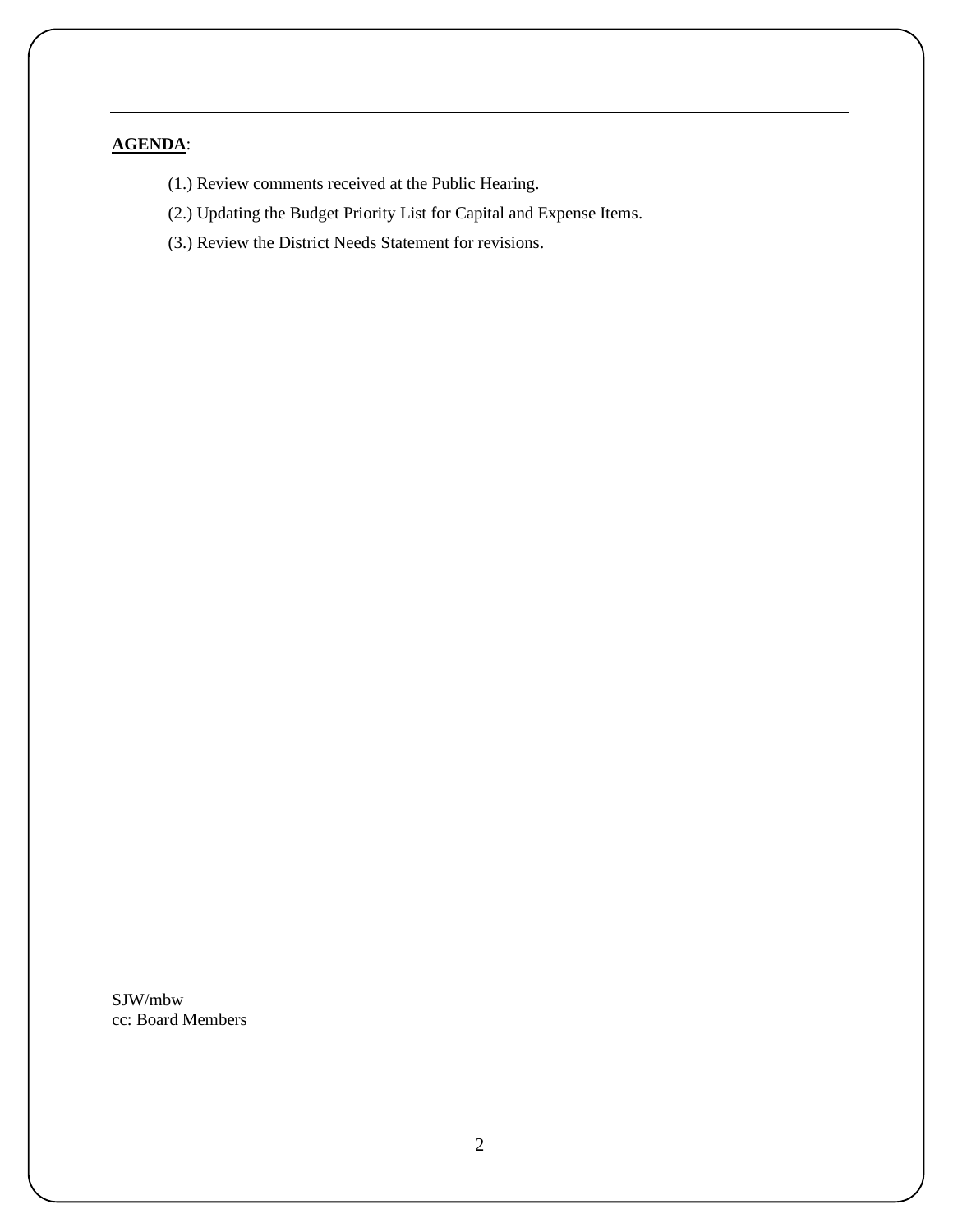**AGENDA**:

(1.) Review comments received at the Public Hearing.

(2.) Updating the Budget Priority List for Capital and Expense Items.

(3.) Review the District Needs Statement for revisions.

SJW/mbw
cc: Board Members